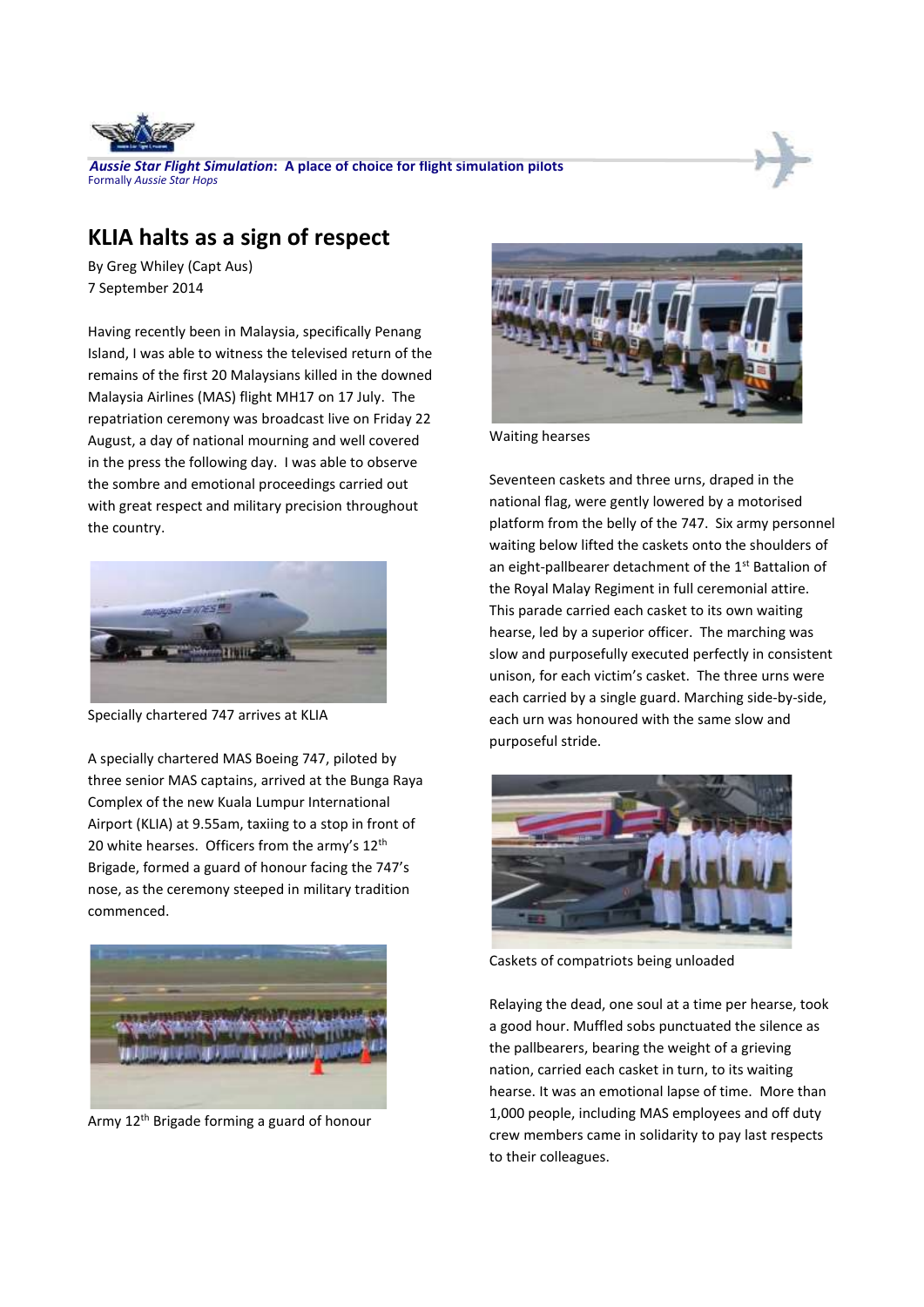***Aussie Star Flight Simulation*: A place of choice for flight simulation pilots**
Formally *Aussie Star Hops*

# KLIA halts as a sign of respect

By Greg Whiley (Capt Aus)
7 September 2014

Having recently been in Malaysia, specifically Penang Island, I was able to witness the televised return of the remains of the first 20 Malaysians killed in the downed Malaysia Airlines (MAS) flight MH17 on 17 July. The repatriation ceremony was broadcast live on Friday 22 August, a day of national mourning and well covered in the press the following day. I was able to observe the sombre and emotional proceedings carried out with great respect and military precision throughout the country.

Specially chartered 747 arrives at KLIA

A specially chartered MAS Boeing 747, piloted by three senior MAS captains, arrived at the Bunga Raya Complex of the new Kuala Lumpur International Airport (KLIA) at 9.55am, taxiing to a stop in front of 20 white hearses. Officers from the army's 12th Brigade, formed a guard of honour facing the 747's nose, as the ceremony steeped in military tradition commenced.

Army 12th Brigade forming a guard of honour

Waiting hearses

Seventeen caskets and three urns, draped in the national flag, were gently lowered by a motorised platform from the belly of the 747. Six army personnel waiting below lifted the caskets onto the shoulders of an eight-pallbearer detachment of the 1st Battalion of the Royal Malay Regiment in full ceremonial attire. This parade carried each casket to its own waiting hearse, led by a superior officer. The marching was slow and purposefully executed perfectly in consistent unison, for each victim's casket. The three urns were each carried by a single guard. Marching side-by-side, each urn was honoured with the same slow and purposeful stride.

Caskets of compatriots being unloaded

Relaying the dead, one soul at a time per hearse, took a good hour. Muffled sobs punctuated the silence as the pallbearers, bearing the weight of a grieving nation, carried each casket in turn, to its waiting hearse. It was an emotional lapse of time. More than 1,000 people, including MAS employees and off duty crew members came in solidarity to pay last respects to their colleagues.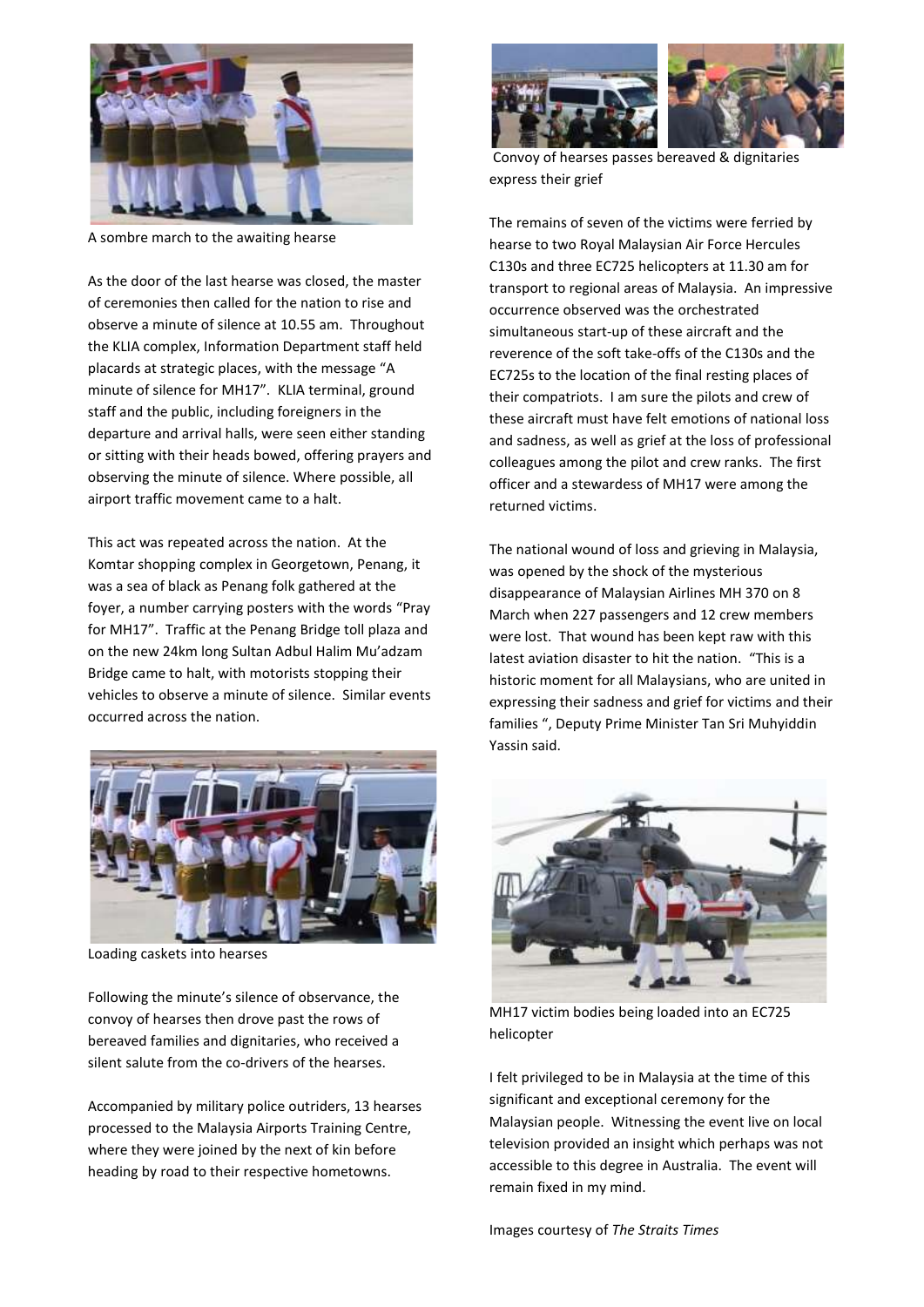A sombre march to the awaiting hearse

As the door of the last hearse was closed, the master of ceremonies then called for the nation to rise and observe a minute of silence at 10.55 am. Throughout the KLIA complex, Information Department staff held placards at strategic places, with the message "A minute of silence for MH17". KLIA terminal, ground staff and the public, including foreigners in the departure and arrival halls, were seen either standing or sitting with their heads bowed, offering prayers and observing the minute of silence. Where possible, all airport traffic movement came to a halt.

This act was repeated across the nation. At the Komtar shopping complex in Georgetown, Penang, it was a sea of black as Penang folk gathered at the foyer, a number carrying posters with the words "Pray for MH17". Traffic at the Penang Bridge toll plaza and on the new 24km long Sultan Adbul Halim Mu'adzam Bridge came to halt, with motorists stopping their vehicles to observe a minute of silence. Similar events occurred across the nation.

Loading caskets into hearses

Following the minute's silence of observance, the convoy of hearses then drove past the rows of bereaved families and dignitaries, who received a silent salute from the co-drivers of the hearses.

Accompanied by military police outriders, 13 hearses processed to the Malaysia Airports Training Centre, where they were joined by the next of kin before heading by road to their respective hometowns.

Convoy of hearses passes bereaved & dignitaries express their grief

The remains of seven of the victims were ferried by hearse to two Royal Malaysian Air Force Hercules C130s and three EC725 helicopters at 11.30 am for transport to regional areas of Malaysia. An impressive occurrence observed was the orchestrated simultaneous start-up of these aircraft and the reverence of the soft take-offs of the C130s and the EC725s to the location of the final resting places of their compatriots. I am sure the pilots and crew of these aircraft must have felt emotions of national loss and sadness, as well as grief at the loss of professional colleagues among the pilot and crew ranks. The first officer and a stewardess of MH17 were among the returned victims.

The national wound of loss and grieving in Malaysia, was opened by the shock of the mysterious disappearance of Malaysian Airlines MH 370 on 8 March when 227 passengers and 12 crew members were lost. That wound has been kept raw with this latest aviation disaster to hit the nation. "This is a historic moment for all Malaysians, who are united in expressing their sadness and grief for victims and their families ", Deputy Prime Minister Tan Sri Muhyiddin Yassin said.

MH17 victim bodies being loaded into an EC725 helicopter

I felt privileged to be in Malaysia at the time of this significant and exceptional ceremony for the Malaysian people. Witnessing the event live on local television provided an insight which perhaps was not accessible to this degree in Australia. The event will remain fixed in my mind.

Images courtesy of *The Straits Times*